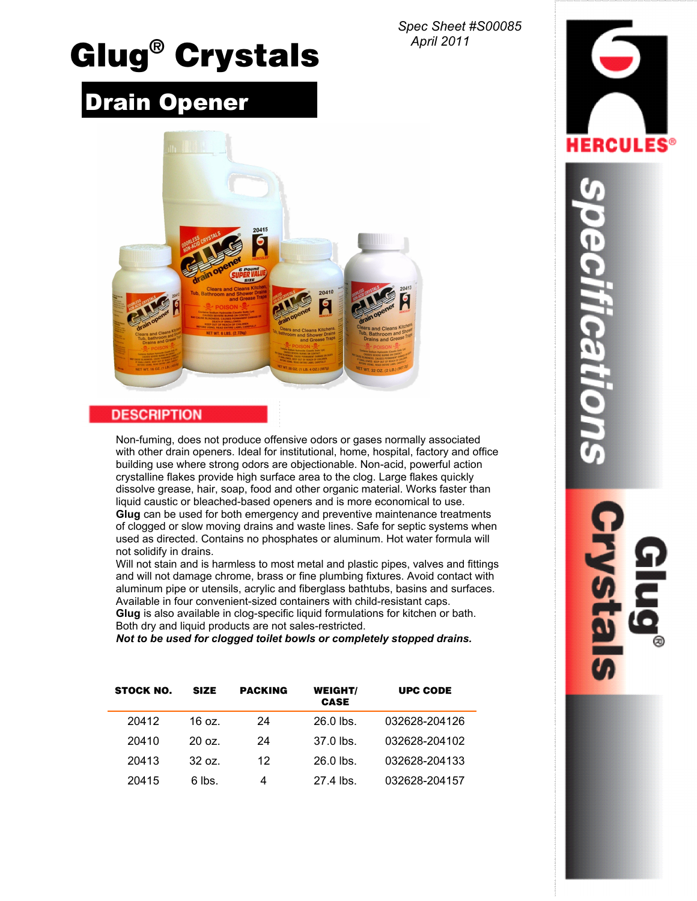Spec Sheet #S00085
April 2011

# Glug® Crystals

## Drain Opener

## DESCRIPTION

Non-fuming, does not produce offensive odors or gases normally associated with other drain openers. Ideal for institutional, home, hospital, factory and office building use where strong odors are objectionable. Non-acid, powerful action crystalline flakes provide high surface area to the clog. Large flakes quickly dissolve grease, hair, soap, food and other organic material. Works faster than liquid caustic or bleached-based openers and is more economical to use.
**Glug** can be used for both emergency and preventive maintenance treatments of clogged or slow moving drains and waste lines. Safe for septic systems when used as directed. Contains no phosphates or aluminum. Hot water formula will not solidify in drains.
Will not stain and is harmless to most metal and plastic pipes, valves and fittings and will not damage chrome, brass or fine plumbing fixtures. Avoid contact with aluminum pipe or utensils, acrylic and fiberglass bathtubs, basins and surfaces. Available in four convenient-sized containers with child-resistant caps.
**Glug** is also available in clog-specific liquid formulations for kitchen or bath. Both dry and liquid products are not sales-restricted.
***Not to be used for clogged toilet bowls or completely stopped drains.***

| STOCK NO. | SIZE | PACKING | WEIGHT/ CASE | UPC CODE |
|---|---|---|---|---|
| 20412 | 16 oz. | 24 | 26.0 lbs. | 032628-204126 |
| 20410 | 20 oz. | 24 | 37.0 lbs. | 032628-204102 |
| 20413 | 32 oz. | 12 | 26.0 lbs. | 032628-204133 |
| 20415 | 6 lbs. | 4 | 27.4 lbs. | 032628-204157 |

HERCULES®

specifications

Glug® Crystals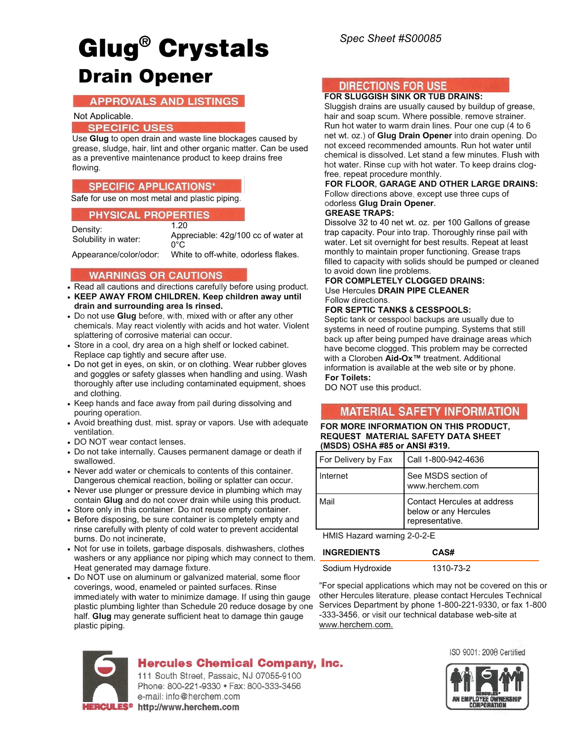# Glug® Crystals

## Drain Opener

*Spec Sheet #S00085*

## APPROVALS AND LISTINGS

Not Applicable.

## SPECIFIC USES

Use **Glug** to open drain and waste line blockages caused by grease, sludge, hair, lint and other organic matter. Can be used as a preventive maintenance product to keep drains free flowing.

## SPECIFIC APPLICATIONS*

Safe for use on most metal and plastic piping.

## PHYSICAL PROPERTIES

| | |
|---|---|
| Density: | 1.20 |
| Solubility in water: | Appreciable: 42g/100 cc of water at 0°C |
| Appearance/color/odor: | White to off-white, odorless flakes. |

## WARNINGS OR CAUTIONS

- Read all cautions and directions carefully before using product.
- **KEEP AWAY FROM CHILDREN. Keep children away until drain and surrounding area Is rinsed.**
- Do not use **Glug** before, with, mixed with or after any other chemicals. May react violently with acids and hot water. Violent splattering of corrosive material can occur.
- Store in a cool, dry area on a high shelf or locked cabinet. Replace cap tightly and secure after use.
- Do not get in eyes, on skin, or on clothing. Wear rubber gloves and goggles or safety glasses when handling and using. Wash thoroughly after use including contaminated equipment, shoes and clothing.
- Keep hands and face away from pail during dissolving and pouring operation.
- Avoid breathing dust, mist. spray or vapors. Use with adequate ventilation.
- DO NOT wear contact lenses.
- Do not take internally. Causes permanent damage or death if swallowed.
- Never add water or chemicals to contents of this container. Dangerous chemical reaction, boiling or splatter can occur.
- Never use plunger or pressure device in plumbing which may contain **Glug** and do not cover drain while using this product.
- Store only in this container. Do not reuse empty container.
- Before disposing, be sure container is completely empty and rinse carefully with plenty of cold water to prevent accidental burns. Do not incinerate,
- Not for use in toilets, garbage disposals, dishwashers, clothes washers or any appliance nor piping which may connect to them. Heat generated may damage fixture.
- Do NOT use on aluminum or galvanized material, some floor coverings, wood, enameled or painted surfaces. Rinse immediately with water to minimize damage. If using thin gauge plastic plumbing lighter than Schedule 20 reduce dosage by one half. **Glug** may generate sufficient heat to damage thin gauge plastic piping.

## DIRECTIONS FOR USE

**FOR SLUGGISH SINK OR TUB DRAINS:**
Sluggish drains are usually caused by buildup of grease, hair and soap scum. Where possible, remove strainer. Run hot water to warm drain lines. Pour one cup (4 to 6 net wt. oz.) of **Glug Drain Opener** into drain opening. Do not exceed recommended amounts. Run hot water until chemical is dissolved. Let stand a few minutes. Flush with hot water. Rinse cup with hot water. To keep drains clog-free, repeat procedure monthly.

**FOR FLOOR, GARAGE AND OTHER LARGE DRAINS:**
Follow directions above, except use three cups of odorless **Glug Drain Opener**.

**GREASE TRAPS:**
Dissolve 32 to 40 net wt. oz. per 100 Gallons of grease trap capacity. Pour into trap. Thoroughly rinse pail with water. Let sit overnight for best results. Repeat at least monthly to maintain proper functioning. Grease traps filled to capacity with solids should be pumped or cleaned to avoid down line problems.

**FOR COMPLETELY CLOGGED DRAINS:**
Use Hercules **DRAIN PIPE CLEANER**
Follow directions.

**FOR SEPTIC TANKS & CESSPOOLS:**
Septic tank or cesspool backups are usually due to systems in need of routine pumping. Systems that still back up after being pumped have drainage areas which have become clogged. This problem may be corrected with a Cloroben **Aid-Ox™** treatment. Additional information is available at the web site or by phone.

**For Toilets:**
DO NOT use this product.

## MATERIAL SAFETY INFORMATION

**FOR MORE INFORMATION ON THIS PRODUCT, REQUEST MATERIAL SAFETY DATA SHEET (MSDS) OSHA #85 or ANSI #319.**

| | |
|---|---|
| For Delivery by Fax | Call 1-800-942-4636 |
| Internet | See MSDS section of www.herchem.com |
| Mail | Contact Hercules at address below or any Hercules representative. |

HMIS Hazard warning 2-0-2-E

| INGREDIENTS | CAS# |
|---|---|
| Sodium Hydroxide | 1310-73-2 |

"For special applications which may not be covered on this or other Hercules literature, please contact Hercules Technical Services Department by phone 1-800-221-9330, or fax 1-800-333-3456, or visit our technical database web-site at www.herchem.com.

**Hercules Chemical Company, Inc.**
111 South Street, Passaic, NJ 07055-9100
Phone: 800-221-9330 • Fax: 800-333-3456
e-mail: info@herchem.com
http://www.herchem.com

ISO 9001: 2008 Certified

HERCULES® AN EMPLOYEE OWNERSHIP CORPORATION